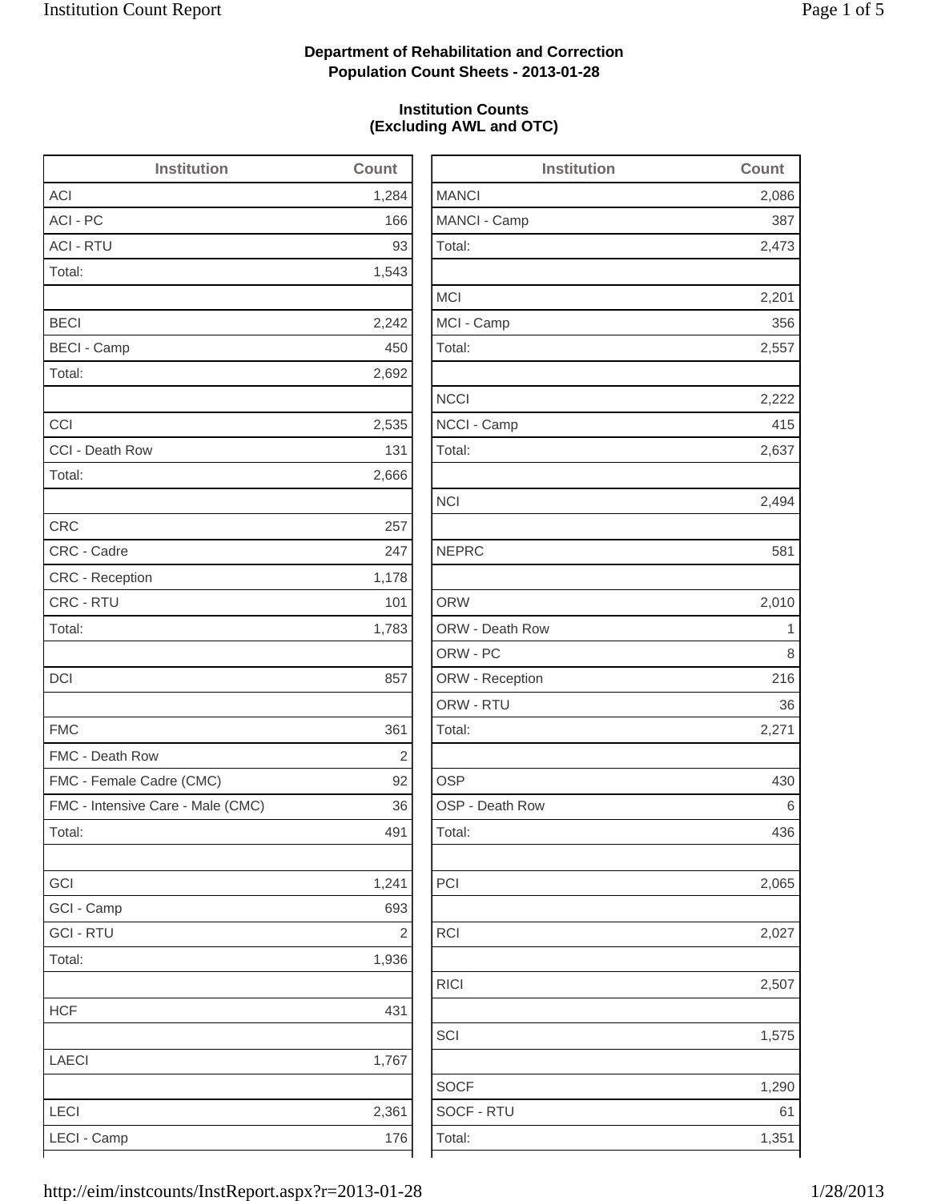**Department of Rehabilitation and Correction**
**Population Count Sheets - 2013-01-28**

**Institution Counts**
**(Excluding AWL and OTC)**

| Institution | Count |
|---|---|
| ACI | 1,284 |
| ACI - PC | 166 |
| ACI - RTU | 93 |
| Total: | 1,543 |
| | |
| BECI | 2,242 |
| BECI - Camp | 450 |
| Total: | 2,692 |
| | |
| CCI | 2,535 |
| CCI - Death Row | 131 |
| Total: | 2,666 |
| | |
| CRC | 257 |
| CRC - Cadre | 247 |
| CRC - Reception | 1,178 |
| CRC - RTU | 101 |
| Total: | 1,783 |
| | |
| DCI | 857 |
| | |
| FMC | 361 |
| FMC - Death Row | 2 |
| FMC - Female Cadre (CMC) | 92 |
| FMC - Intensive Care - Male (CMC) | 36 |
| Total: | 491 |
| | |
| GCI | 1,241 |
| GCI - Camp | 693 |
| GCI - RTU | 2 |
| Total: | 1,936 |
| | |
| HCF | 431 |
| | |
| LAECI | 1,767 |
| | |
| LECI | 2,361 |
| LECI - Camp | 176 |

| Institution | Count |
|---|---|
| MANCI | 2,086 |
| MANCI - Camp | 387 |
| Total: | 2,473 |
| | |
| MCI | 2,201 |
| MCI - Camp | 356 |
| Total: | 2,557 |
| | |
| NCCI | 2,222 |
| NCCI - Camp | 415 |
| Total: | 2,637 |
| | |
| NCI | 2,494 |
| | |
| NEPRC | 581 |
| | |
| ORW | 2,010 |
| ORW - Death Row | 1 |
| ORW - PC | 8 |
| ORW - Reception | 216 |
| ORW - RTU | 36 |
| Total: | 2,271 |
| | |
| OSP | 430 |
| OSP - Death Row | 6 |
| Total: | 436 |
| | |
| PCI | 2,065 |
| | |
| RCI | 2,027 |
| | |
| RICI | 2,507 |
| | |
| SCI | 1,575 |
| | |
| SOCF | 1,290 |
| SOCF - RTU | 61 |
| Total: | 1,351 |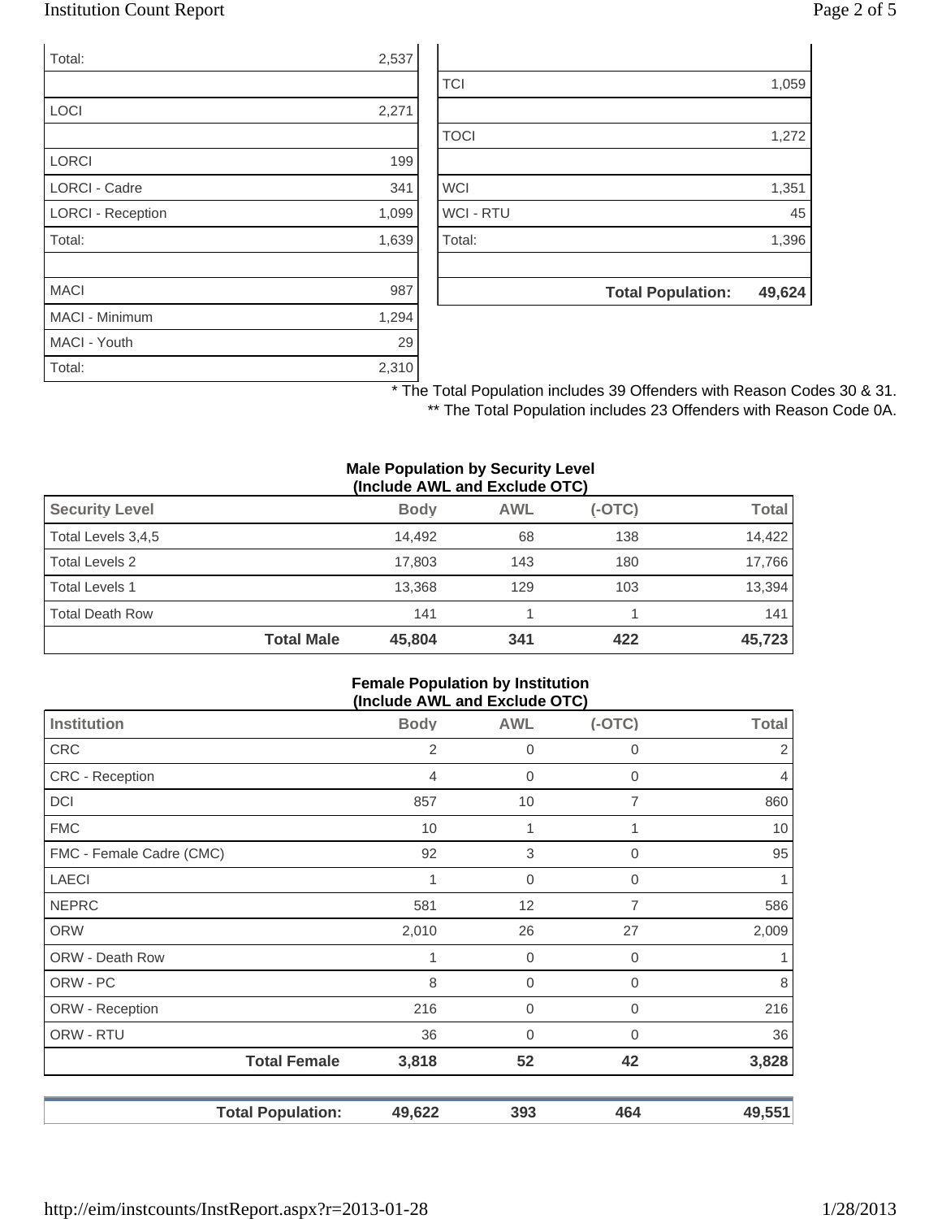| | |
|---|---|
| Total: | 2,537 |
| | |
| LOCI | 2,271 |
| | |
| LORCI | 199 |
| LORCI - Cadre | 341 |
| LORCI - Reception | 1,099 |
| Total: | 1,639 |
| | |
| MACI | 987 |
| MACI - Minimum | 1,294 |
| MACI - Youth | 29 |
| Total: | 2,310 |

| | |
|---|---|
| | |
| TCI | 1,059 |
| | |
| TOCI | 1,272 |
| | |
| WCI | 1,351 |
| WCI - RTU | 45 |
| Total: | 1,396 |
| | |
| **Total Population:** | **49,624** |

* The Total Population includes 39 Offenders with Reason Codes 30 & 31.

** The Total Population includes 23 Offenders with Reason Code 0A.

### Male Population by Security Level (Include AWL and Exclude OTC)

| Security Level | Body | AWL | (-OTC) | Total |
|---|---|---|---|---|
| Total Levels 3,4,5 | 14,492 | 68 | 138 | 14,422 |
| Total Levels 2 | 17,803 | 143 | 180 | 17,766 |
| Total Levels 1 | 13,368 | 129 | 103 | 13,394 |
| Total Death Row | 141 | 1 | 1 | 141 |
| **Total Male** | **45,804** | **341** | **422** | **45,723** |

### Female Population by Institution (Include AWL and Exclude OTC)

| Institution | Body | AWL | (-OTC) | Total |
|---|---|---|---|---|
| CRC | 2 | 0 | 0 | 2 |
| CRC - Reception | 4 | 0 | 0 | 4 |
| DCI | 857 | 10 | 7 | 860 |
| FMC | 10 | 1 | 1 | 10 |
| FMC - Female Cadre (CMC) | 92 | 3 | 0 | 95 |
| LAECI | 1 | 0 | 0 | 1 |
| NEPRC | 581 | 12 | 7 | 586 |
| ORW | 2,010 | 26 | 27 | 2,009 |
| ORW - Death Row | 1 | 0 | 0 | 1 |
| ORW - PC | 8 | 0 | 0 | 8 |
| ORW - Reception | 216 | 0 | 0 | 216 |
| ORW - RTU | 36 | 0 | 0 | 36 |
| **Total Female** | **3,818** | **52** | **42** | **3,828** |
| | | | | |
| **Total Population:** | **49,622** | **393** | **464** | **49,551** |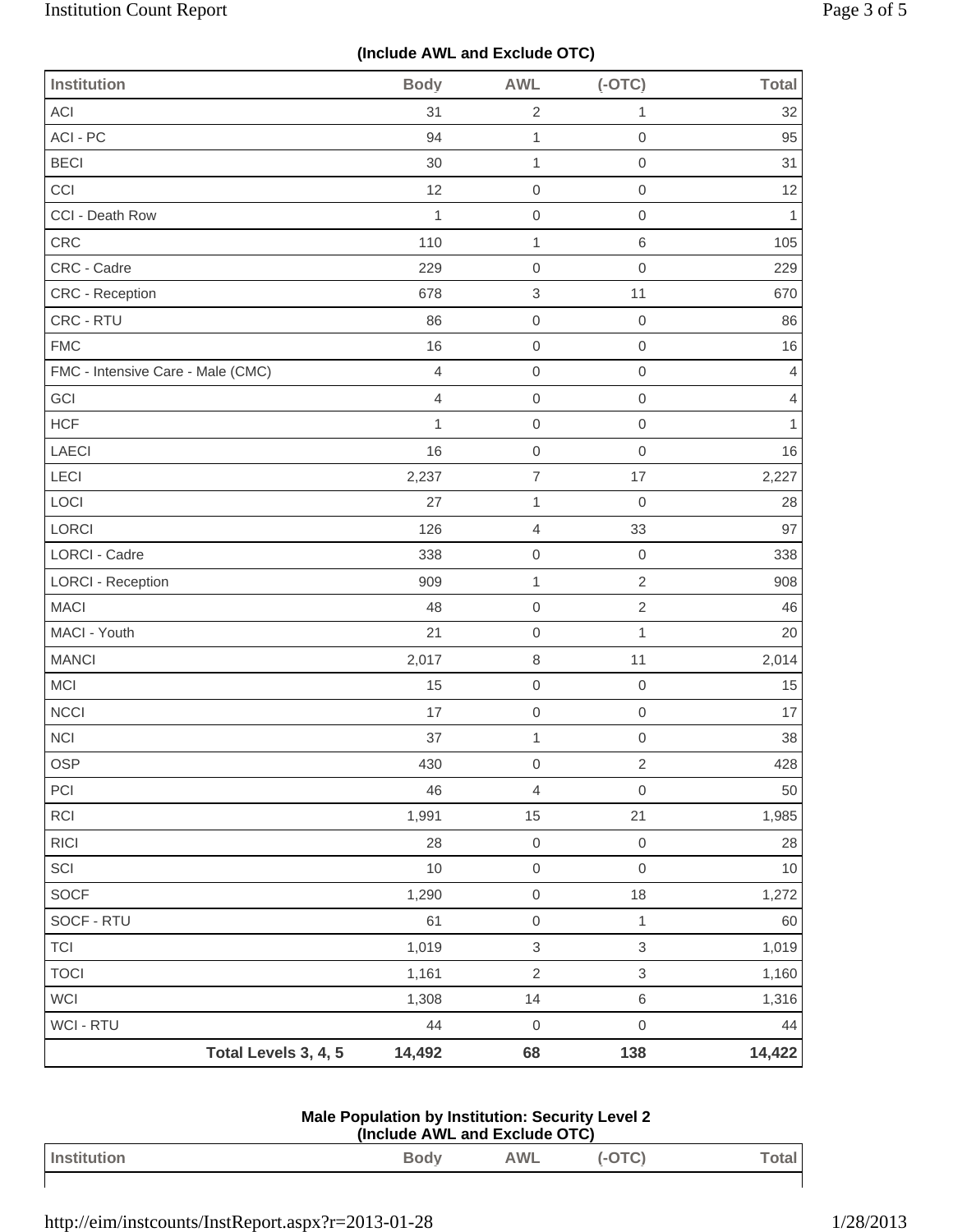**(Include AWL and Exclude OTC)**

| Institution | Body | AWL | (-OTC) | Total |
|---|---|---|---|---|
| ACI | 31 | 2 | 1 | 32 |
| ACI - PC | 94 | 1 | 0 | 95 |
| BECI | 30 | 1 | 0 | 31 |
| CCI | 12 | 0 | 0 | 12 |
| CCI - Death Row | 1 | 0 | 0 | 1 |
| CRC | 110 | 1 | 6 | 105 |
| CRC - Cadre | 229 | 0 | 0 | 229 |
| CRC - Reception | 678 | 3 | 11 | 670 |
| CRC - RTU | 86 | 0 | 0 | 86 |
| FMC | 16 | 0 | 0 | 16 |
| FMC - Intensive Care - Male (CMC) | 4 | 0 | 0 | 4 |
| GCI | 4 | 0 | 0 | 4 |
| HCF | 1 | 0 | 0 | 1 |
| LAECI | 16 | 0 | 0 | 16 |
| LECI | 2,237 | 7 | 17 | 2,227 |
| LOCI | 27 | 1 | 0 | 28 |
| LORCI | 126 | 4 | 33 | 97 |
| LORCI - Cadre | 338 | 0 | 0 | 338 |
| LORCI - Reception | 909 | 1 | 2 | 908 |
| MACI | 48 | 0 | 2 | 46 |
| MACI - Youth | 21 | 0 | 1 | 20 |
| MANCI | 2,017 | 8 | 11 | 2,014 |
| MCI | 15 | 0 | 0 | 15 |
| NCCI | 17 | 0 | 0 | 17 |
| NCI | 37 | 1 | 0 | 38 |
| OSP | 430 | 0 | 2 | 428 |
| PCI | 46 | 4 | 0 | 50 |
| RCI | 1,991 | 15 | 21 | 1,985 |
| RICI | 28 | 0 | 0 | 28 |
| SCI | 10 | 0 | 0 | 10 |
| SOCF | 1,290 | 0 | 18 | 1,272 |
| SOCF - RTU | 61 | 0 | 1 | 60 |
| TCI | 1,019 | 3 | 3 | 1,019 |
| TOCI | 1,161 | 2 | 3 | 1,160 |
| WCI | 1,308 | 14 | 6 | 1,316 |
| WCI - RTU | 44 | 0 | 0 | 44 |
| **Total Levels 3, 4, 5** | **14,492** | **68** | **138** | **14,422** |

**Male Population by Institution: Security Level 2**
**(Include AWL and Exclude OTC)**

| Institution | Body | AWL | (-OTC) | Total |
|---|---|---|---|---|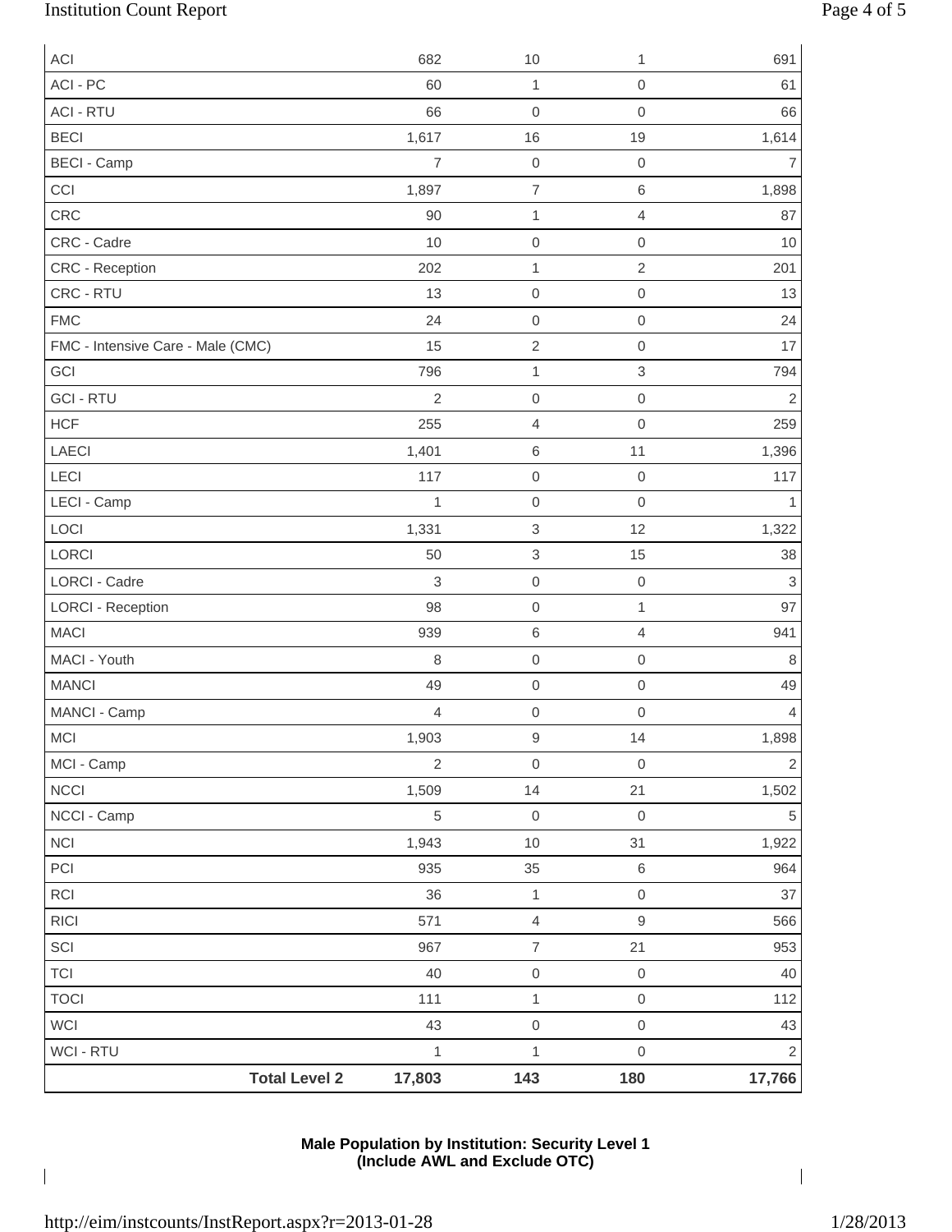| | | | | |
|---|---|---|---|---|
| ACI | 682 | 10 | 1 | 691 |
| ACI - PC | 60 | 1 | 0 | 61 |
| ACI - RTU | 66 | 0 | 0 | 66 |
| BECI | 1,617 | 16 | 19 | 1,614 |
| BECI - Camp | 7 | 0 | 0 | 7 |
| CCI | 1,897 | 7 | 6 | 1,898 |
| CRC | 90 | 1 | 4 | 87 |
| CRC - Cadre | 10 | 0 | 0 | 10 |
| CRC - Reception | 202 | 1 | 2 | 201 |
| CRC - RTU | 13 | 0 | 0 | 13 |
| FMC | 24 | 0 | 0 | 24 |
| FMC - Intensive Care - Male (CMC) | 15 | 2 | 0 | 17 |
| GCI | 796 | 1 | 3 | 794 |
| GCI - RTU | 2 | 0 | 0 | 2 |
| HCF | 255 | 4 | 0 | 259 |
| LAECI | 1,401 | 6 | 11 | 1,396 |
| LECI | 117 | 0 | 0 | 117 |
| LECI - Camp | 1 | 0 | 0 | 1 |
| LOCI | 1,331 | 3 | 12 | 1,322 |
| LORCI | 50 | 3 | 15 | 38 |
| LORCI - Cadre | 3 | 0 | 0 | 3 |
| LORCI - Reception | 98 | 0 | 1 | 97 |
| MACI | 939 | 6 | 4 | 941 |
| MACI - Youth | 8 | 0 | 0 | 8 |
| MANCI | 49 | 0 | 0 | 49 |
| MANCI - Camp | 4 | 0 | 0 | 4 |
| MCI | 1,903 | 9 | 14 | 1,898 |
| MCI - Camp | 2 | 0 | 0 | 2 |
| NCCI | 1,509 | 14 | 21 | 1,502 |
| NCCI - Camp | 5 | 0 | 0 | 5 |
| NCI | 1,943 | 10 | 31 | 1,922 |
| PCI | 935 | 35 | 6 | 964 |
| RCI | 36 | 1 | 0 | 37 |
| RICI | 571 | 4 | 9 | 566 |
| SCI | 967 | 7 | 21 | 953 |
| TCI | 40 | 0 | 0 | 40 |
| TOCI | 111 | 1 | 0 | 112 |
| WCI | 43 | 0 | 0 | 43 |
| WCI - RTU | 1 | 1 | 0 | 2 |
| **Total Level 2** | **17,803** | **143** | **180** | **17,766** |

**Male Population by Institution: Security Level 1**
**(Include AWL and Exclude OTC)**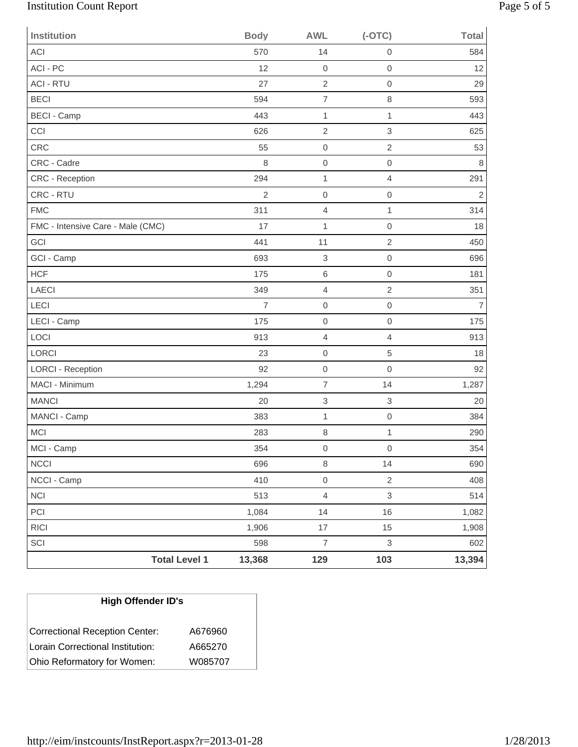| Institution | Body | AWL | (-OTC) | Total |
|---|---|---|---|---|
| ACI | 570 | 14 | 0 | 584 |
| ACI - PC | 12 | 0 | 0 | 12 |
| ACI - RTU | 27 | 2 | 0 | 29 |
| BECI | 594 | 7 | 8 | 593 |
| BECI - Camp | 443 | 1 | 1 | 443 |
| CCI | 626 | 2 | 3 | 625 |
| CRC | 55 | 0 | 2 | 53 |
| CRC - Cadre | 8 | 0 | 0 | 8 |
| CRC - Reception | 294 | 1 | 4 | 291 |
| CRC - RTU | 2 | 0 | 0 | 2 |
| FMC | 311 | 4 | 1 | 314 |
| FMC - Intensive Care - Male (CMC) | 17 | 1 | 0 | 18 |
| GCI | 441 | 11 | 2 | 450 |
| GCI - Camp | 693 | 3 | 0 | 696 |
| HCF | 175 | 6 | 0 | 181 |
| LAECI | 349 | 4 | 2 | 351 |
| LECI | 7 | 0 | 0 | 7 |
| LECI - Camp | 175 | 0 | 0 | 175 |
| LOCI | 913 | 4 | 4 | 913 |
| LORCI | 23 | 0 | 5 | 18 |
| LORCI - Reception | 92 | 0 | 0 | 92 |
| MACI - Minimum | 1,294 | 7 | 14 | 1,287 |
| MANCI | 20 | 3 | 3 | 20 |
| MANCI - Camp | 383 | 1 | 0 | 384 |
| MCI | 283 | 8 | 1 | 290 |
| MCI - Camp | 354 | 0 | 0 | 354 |
| NCCI | 696 | 8 | 14 | 690 |
| NCCI - Camp | 410 | 0 | 2 | 408 |
| NCI | 513 | 4 | 3 | 514 |
| PCI | 1,084 | 14 | 16 | 1,082 |
| RICI | 1,906 | 17 | 15 | 1,908 |
| SCI | 598 | 7 | 3 | 602 |
| **Total Level 1** | **13,368** | **129** | **103** | **13,394** |

| High Offender ID's | |
|---|---|
| Correctional Reception Center: | A676960 |
| Lorain Correctional Institution: | A665270 |
| Ohio Reformatory for Women: | W085707 |